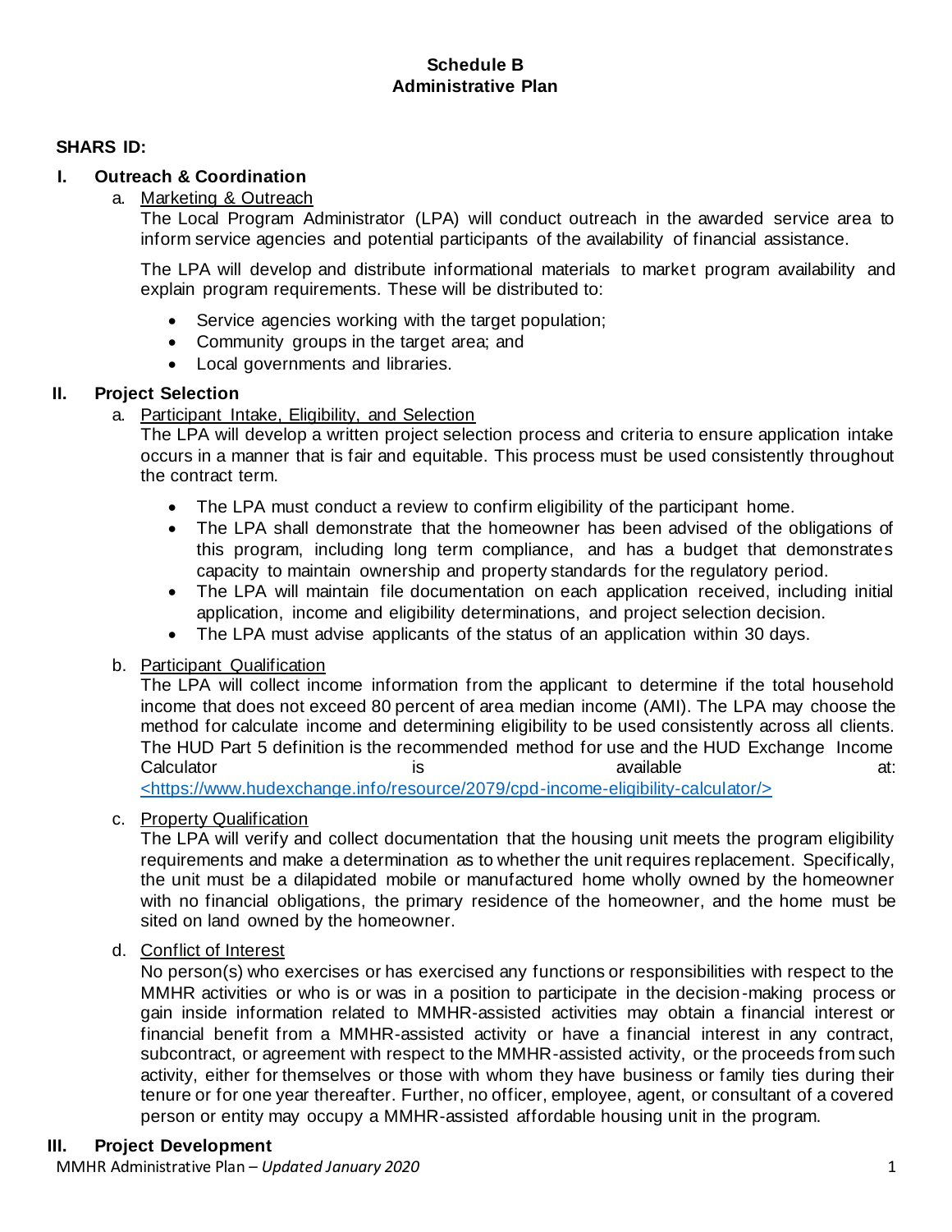**Schedule B**
**Administrative Plan**

**SHARS ID:**

## I. Outreach & Coordination

a. Marketing & Outreach

The Local Program Administrator (LPA) will conduct outreach in the awarded service area to inform service agencies and potential participants of the availability of financial assistance.

The LPA will develop and distribute informational materials to market program availability and explain program requirements. These will be distributed to:

- Service agencies working with the target population;
- Community groups in the target area; and
- Local governments and libraries.

## II. Project Selection

a. Participant Intake, Eligibility, and Selection

The LPA will develop a written project selection process and criteria to ensure application intake occurs in a manner that is fair and equitable. This process must be used consistently throughout the contract term.

- The LPA must conduct a review to confirm eligibility of the participant home.
- The LPA shall demonstrate that the homeowner has been advised of the obligations of this program, including long term compliance, and has a budget that demonstrates capacity to maintain ownership and property standards for the regulatory period.
- The LPA will maintain file documentation on each application received, including initial application, income and eligibility determinations, and project selection decision.
- The LPA must advise applicants of the status of an application within 30 days.

b. Participant Qualification

The LPA will collect income information from the applicant to determine if the total household income that does not exceed 80 percent of area median income (AMI). The LPA may choose the method for calculate income and determining eligibility to be used consistently across all clients. The HUD Part 5 definition is the recommended method for use and the HUD Exchange Income Calculator is available at: <https://www.hudexchange.info/resource/2079/cpd-income-eligibility-calculator/>

c. Property Qualification

The LPA will verify and collect documentation that the housing unit meets the program eligibility requirements and make a determination as to whether the unit requires replacement. Specifically, the unit must be a dilapidated mobile or manufactured home wholly owned by the homeowner with no financial obligations, the primary residence of the homeowner, and the home must be sited on land owned by the homeowner.

d. Conflict of Interest

No person(s) who exercises or has exercised any functions or responsibilities with respect to the MMHR activities or who is or was in a position to participate in the decision-making process or gain inside information related to MMHR-assisted activities may obtain a financial interest or financial benefit from a MMHR-assisted activity or have a financial interest in any contract, subcontract, or agreement with respect to the MMHR-assisted activity, or the proceeds from such activity, either for themselves or those with whom they have business or family ties during their tenure or for one year thereafter. Further, no officer, employee, agent, or consultant of a covered person or entity may occupy a MMHR-assisted affordable housing unit in the program.

## III. Project Development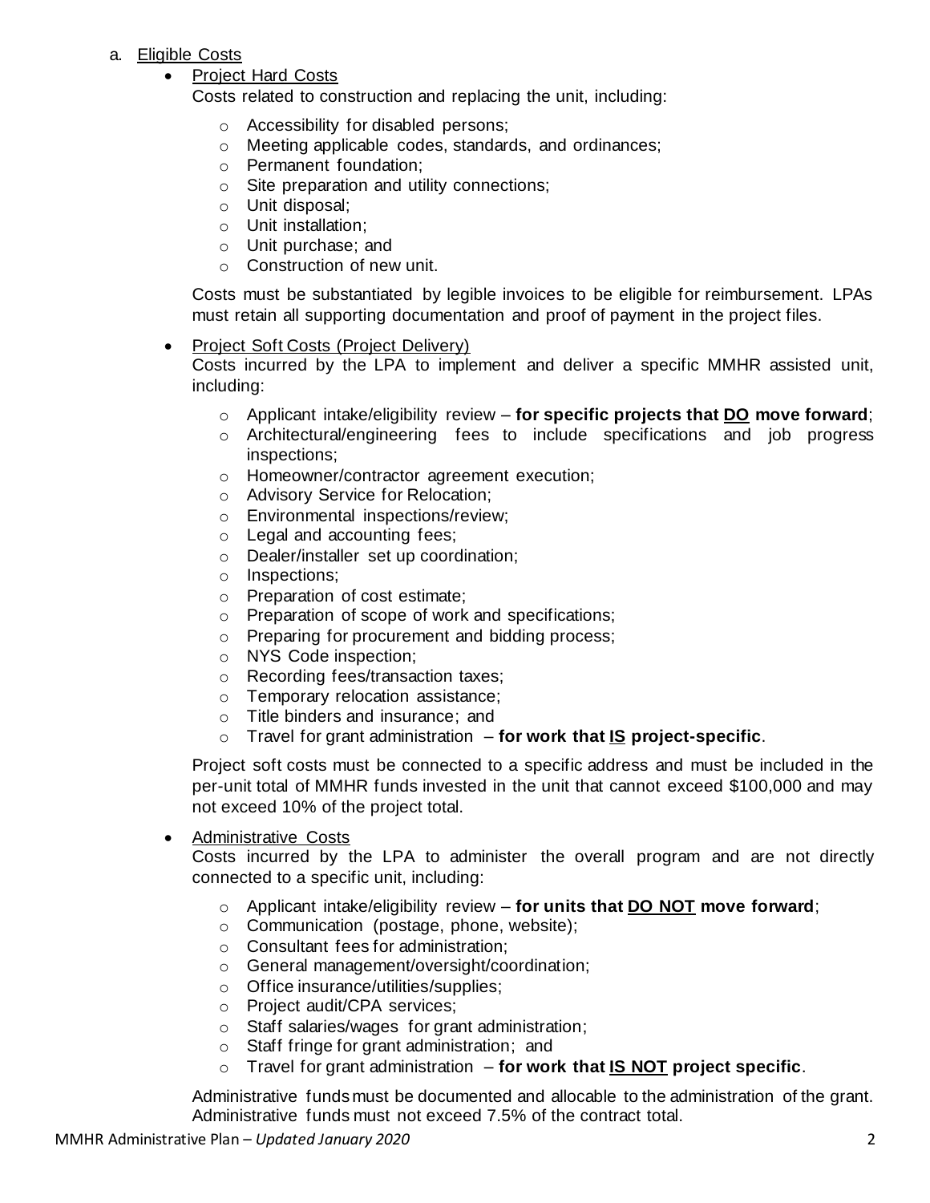a. <u>Eligible Costs</u>

- <u>Project Hard Costs</u>

  Costs related to construction and replacing the unit, including:

  - Accessibility for disabled persons;
  - Meeting applicable codes, standards, and ordinances;
  - Permanent foundation;
  - Site preparation and utility connections;
  - Unit disposal;
  - Unit installation;
  - Unit purchase; and
  - Construction of new unit.

  Costs must be substantiated by legible invoices to be eligible for reimbursement. LPAs must retain all supporting documentation and proof of payment in the project files.

- <u>Project Soft Costs (Project Delivery)</u>

  Costs incurred by the LPA to implement and deliver a specific MMHR assisted unit, including:

  - Applicant intake/eligibility review – **for specific projects that <u>DO</u> move forward**;
  - Architectural/engineering fees to include specifications and job progress inspections;
  - Homeowner/contractor agreement execution;
  - Advisory Service for Relocation;
  - Environmental inspections/review;
  - Legal and accounting fees;
  - Dealer/installer set up coordination;
  - Inspections;
  - Preparation of cost estimate;
  - Preparation of scope of work and specifications;
  - Preparing for procurement and bidding process;
  - NYS Code inspection;
  - Recording fees/transaction taxes;
  - Temporary relocation assistance;
  - Title binders and insurance; and
  - Travel for grant administration – **for work that <u>IS</u> project-specific**.

  Project soft costs must be connected to a specific address and must be included in the per-unit total of MMHR funds invested in the unit that cannot exceed $100,000 and may not exceed 10% of the project total.

- <u>Administrative Costs</u>

  Costs incurred by the LPA to administer the overall program and are not directly connected to a specific unit, including:

  - Applicant intake/eligibility review – **for units that <u>DO NOT</u> move forward**;
  - Communication (postage, phone, website);
  - Consultant fees for administration;
  - General management/oversight/coordination;
  - Office insurance/utilities/supplies;
  - Project audit/CPA services;
  - Staff salaries/wages for grant administration;
  - Staff fringe for grant administration; and
  - Travel for grant administration – **for work that <u>IS NOT</u> project specific**.

  Administrative funds must be documented and allocable to the administration of the grant. Administrative funds must not exceed 7.5% of the contract total.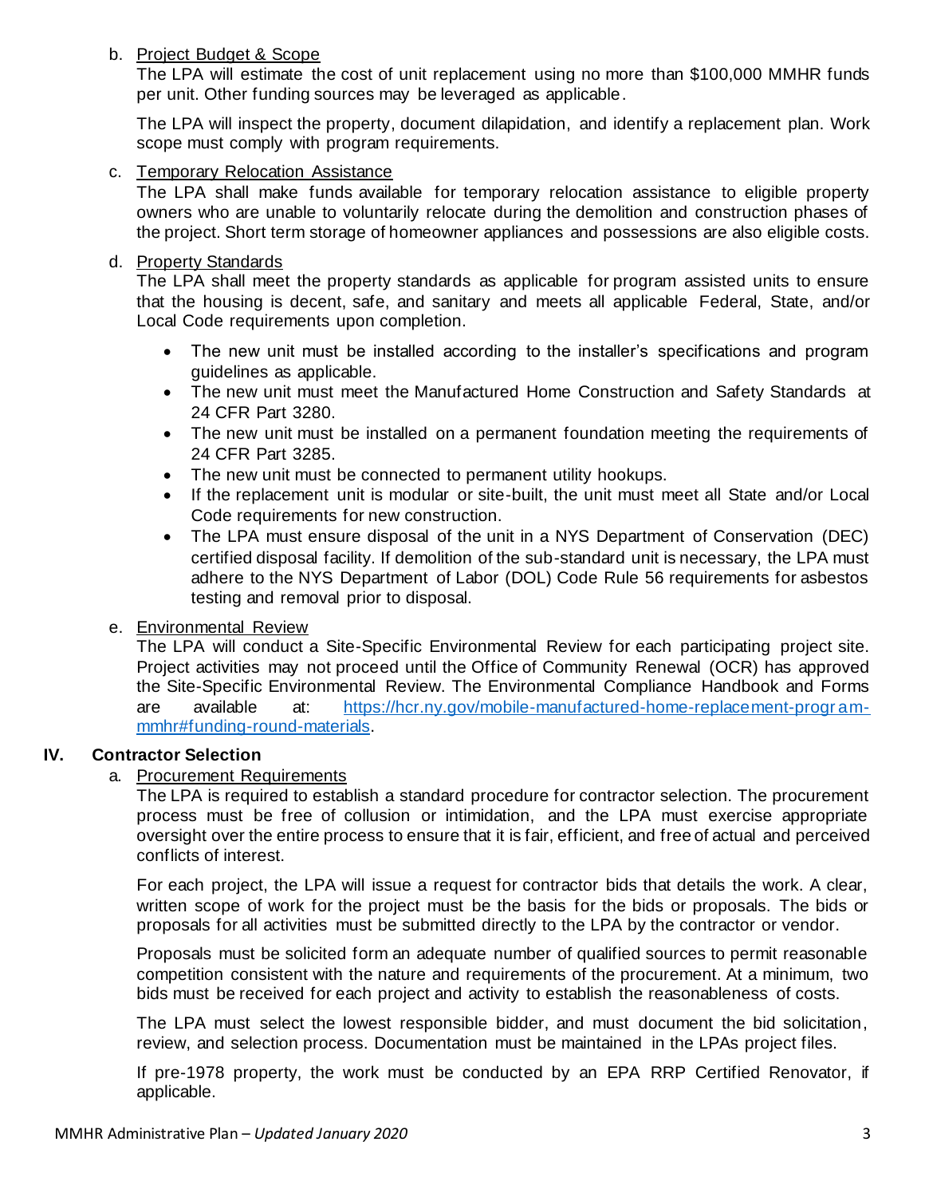b. Project Budget & Scope

The LPA will estimate the cost of unit replacement using no more than $100,000 MMHR funds per unit. Other funding sources may be leveraged as applicable.

The LPA will inspect the property, document dilapidation, and identify a replacement plan. Work scope must comply with program requirements.

c. Temporary Relocation Assistance

The LPA shall make funds available for temporary relocation assistance to eligible property owners who are unable to voluntarily relocate during the demolition and construction phases of the project. Short term storage of homeowner appliances and possessions are also eligible costs.

d. Property Standards

The LPA shall meet the property standards as applicable for program assisted units to ensure that the housing is decent, safe, and sanitary and meets all applicable Federal, State, and/or Local Code requirements upon completion.

- The new unit must be installed according to the installer's specifications and program guidelines as applicable.
- The new unit must meet the Manufactured Home Construction and Safety Standards at 24 CFR Part 3280.
- The new unit must be installed on a permanent foundation meeting the requirements of 24 CFR Part 3285.
- The new unit must be connected to permanent utility hookups.
- If the replacement unit is modular or site-built, the unit must meet all State and/or Local Code requirements for new construction.
- The LPA must ensure disposal of the unit in a NYS Department of Conservation (DEC) certified disposal facility. If demolition of the sub-standard unit is necessary, the LPA must adhere to the NYS Department of Labor (DOL) Code Rule 56 requirements for asbestos testing and removal prior to disposal.

e. Environmental Review

The LPA will conduct a Site-Specific Environmental Review for each participating project site. Project activities may not proceed until the Office of Community Renewal (OCR) has approved the Site-Specific Environmental Review. The Environmental Compliance Handbook and Forms are available at: https://hcr.ny.gov/mobile-manufactured-home-replacement-program-mmhr#funding-round-materials.

## IV. Contractor Selection

a. Procurement Requirements

The LPA is required to establish a standard procedure for contractor selection. The procurement process must be free of collusion or intimidation, and the LPA must exercise appropriate oversight over the entire process to ensure that it is fair, efficient, and free of actual and perceived conflicts of interest.

For each project, the LPA will issue a request for contractor bids that details the work. A clear, written scope of work for the project must be the basis for the bids or proposals. The bids or proposals for all activities must be submitted directly to the LPA by the contractor or vendor.

Proposals must be solicited form an adequate number of qualified sources to permit reasonable competition consistent with the nature and requirements of the procurement. At a minimum, two bids must be received for each project and activity to establish the reasonableness of costs.

The LPA must select the lowest responsible bidder, and must document the bid solicitation, review, and selection process. Documentation must be maintained in the LPAs project files.

If pre-1978 property, the work must be conducted by an EPA RRP Certified Renovator, if applicable.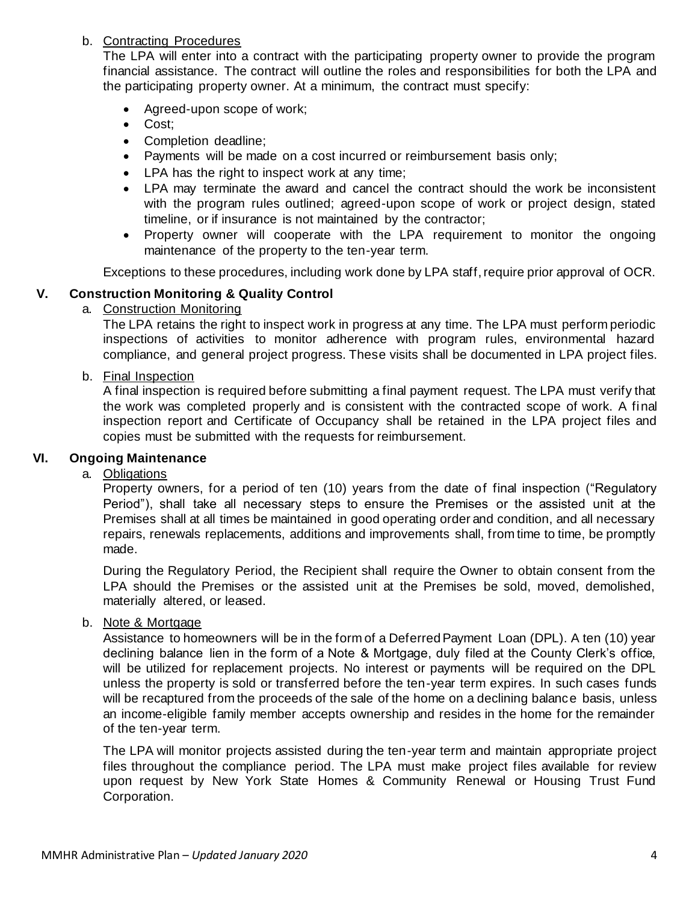b. Contracting Procedures

The LPA will enter into a contract with the participating property owner to provide the program financial assistance. The contract will outline the roles and responsibilities for both the LPA and the participating property owner. At a minimum, the contract must specify:

- Agreed-upon scope of work;
- Cost;
- Completion deadline;
- Payments will be made on a cost incurred or reimbursement basis only;
- LPA has the right to inspect work at any time;
- LPA may terminate the award and cancel the contract should the work be inconsistent with the program rules outlined; agreed-upon scope of work or project design, stated timeline, or if insurance is not maintained by the contractor;
- Property owner will cooperate with the LPA requirement to monitor the ongoing maintenance of the property to the ten-year term.

Exceptions to these procedures, including work done by LPA staff, require prior approval of OCR.

## V. Construction Monitoring & Quality Control

a. Construction Monitoring

The LPA retains the right to inspect work in progress at any time. The LPA must perform periodic inspections of activities to monitor adherence with program rules, environmental hazard compliance, and general project progress. These visits shall be documented in LPA project files.

b. Final Inspection

A final inspection is required before submitting a final payment request. The LPA must verify that the work was completed properly and is consistent with the contracted scope of work. A final inspection report and Certificate of Occupancy shall be retained in the LPA project files and copies must be submitted with the requests for reimbursement.

## VI. Ongoing Maintenance

a. Obligations

Property owners, for a period of ten (10) years from the date of final inspection ("Regulatory Period"), shall take all necessary steps to ensure the Premises or the assisted unit at the Premises shall at all times be maintained in good operating order and condition, and all necessary repairs, renewals replacements, additions and improvements shall, from time to time, be promptly made.

During the Regulatory Period, the Recipient shall require the Owner to obtain consent from the LPA should the Premises or the assisted unit at the Premises be sold, moved, demolished, materially altered, or leased.

b. Note & Mortgage

Assistance to homeowners will be in the form of a Deferred Payment Loan (DPL). A ten (10) year declining balance lien in the form of a Note & Mortgage, duly filed at the County Clerk's office, will be utilized for replacement projects. No interest or payments will be required on the DPL unless the property is sold or transferred before the ten-year term expires. In such cases funds will be recaptured from the proceeds of the sale of the home on a declining balance basis, unless an income-eligible family member accepts ownership and resides in the home for the remainder of the ten-year term.

The LPA will monitor projects assisted during the ten-year term and maintain appropriate project files throughout the compliance period. The LPA must make project files available for review upon request by New York State Homes & Community Renewal or Housing Trust Fund Corporation.